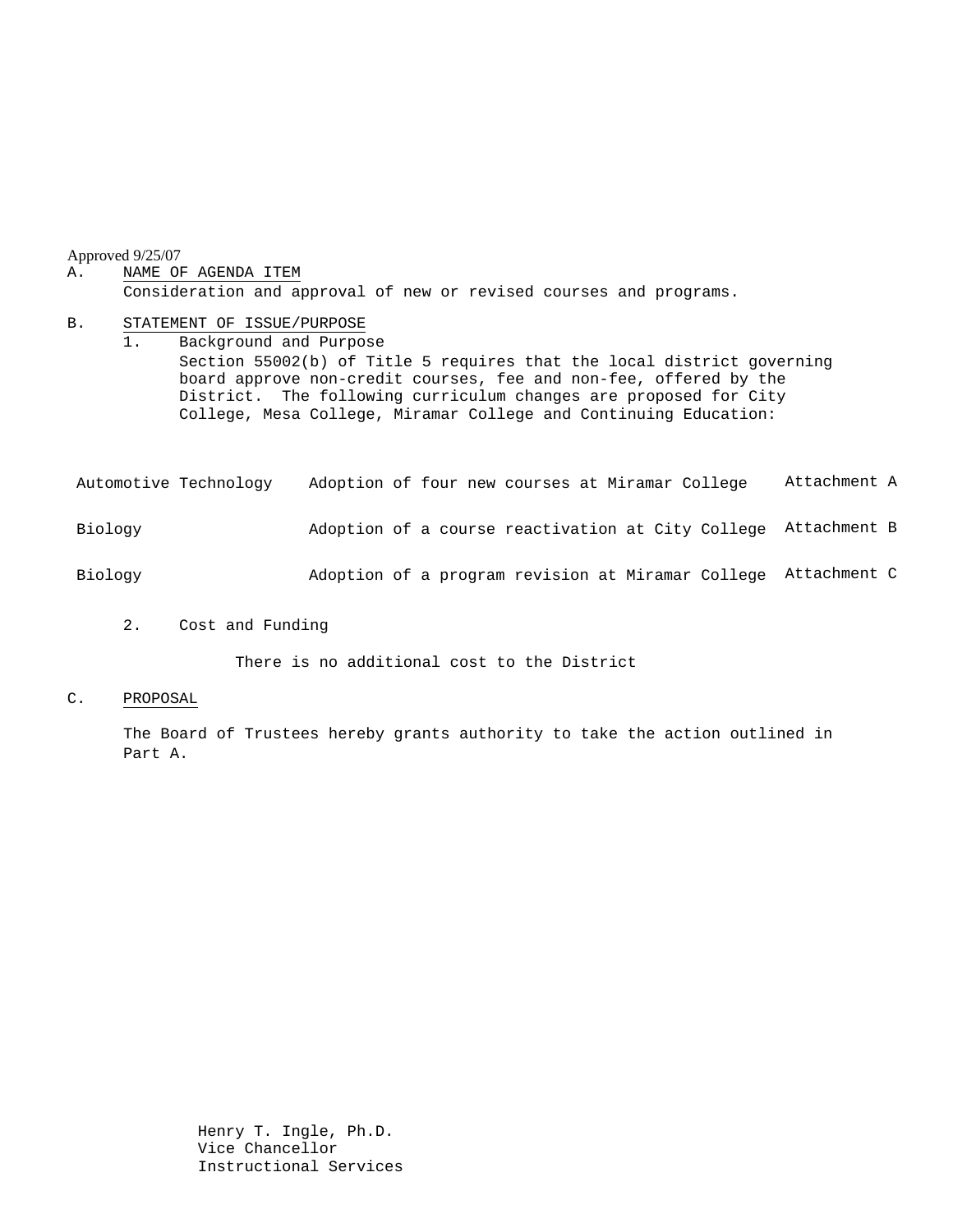Approved 9/25/07

A. NAME OF AGENDA ITEM

Consideration and approval of new or revised courses and programs.

B. STATEMENT OF ISSUE/PURPOSE

1. Background and Purpose

Section 55002(b) of Title 5 requires that the local district governing board approve non-credit courses, fee and non-fee, offered by the District. The following curriculum changes are proposed for City College, Mesa College, Miramar College and Continuing Education:

| | | |
|---|---|---|
| Automotive Technology | Adoption of four new courses at Miramar College | Attachment A |
| Biology | Adoption of a course reactivation at City College | Attachment B |
| Biology | Adoption of a program revision at Miramar College | Attachment C |

2. Cost and Funding

There is no additional cost to the District

C. PROPOSAL

The Board of Trustees hereby grants authority to take the action outlined in Part A.

Henry T. Ingle, Ph.D.
Vice Chancellor
Instructional Services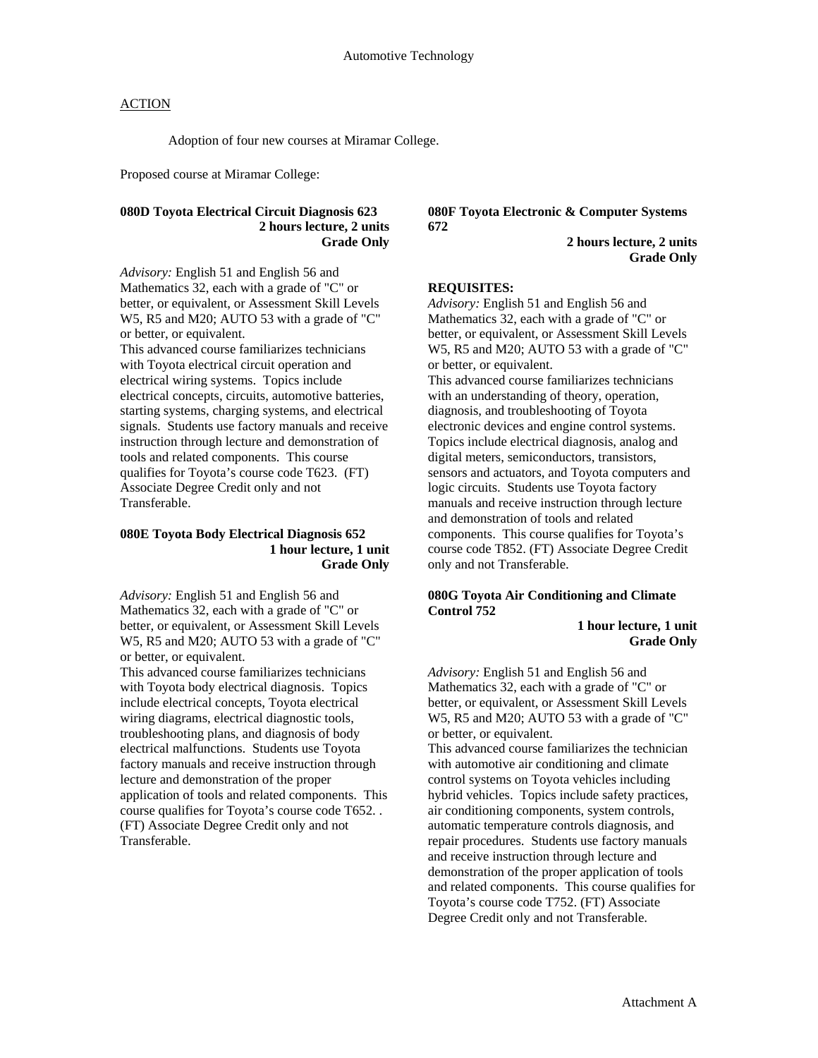Automotive Technology

ACTION

Adoption of four new courses at Miramar College.

Proposed course at Miramar College:

**080D Toyota Electrical Circuit Diagnosis 623**
**2 hours lecture, 2 units**
**Grade Only**

*Advisory:* English 51 and English 56 and Mathematics 32, each with a grade of "C" or better, or equivalent, or Assessment Skill Levels W5, R5 and M20; AUTO 53 with a grade of "C" or better, or equivalent.
This advanced course familiarizes technicians with Toyota electrical circuit operation and electrical wiring systems. Topics include electrical concepts, circuits, automotive batteries, starting systems, charging systems, and electrical signals. Students use factory manuals and receive instruction through lecture and demonstration of tools and related components. This course qualifies for Toyota's course code T623. (FT) Associate Degree Credit only and not Transferable.

**080E Toyota Body Electrical Diagnosis 652**
**1 hour lecture, 1 unit**
**Grade Only**

*Advisory:* English 51 and English 56 and Mathematics 32, each with a grade of "C" or better, or equivalent, or Assessment Skill Levels W5, R5 and M20; AUTO 53 with a grade of "C" or better, or equivalent.
This advanced course familiarizes technicians with Toyota body electrical diagnosis. Topics include electrical concepts, Toyota electrical wiring diagrams, electrical diagnostic tools, troubleshooting plans, and diagnosis of body electrical malfunctions. Students use Toyota factory manuals and receive instruction through lecture and demonstration of the proper application of tools and related components. This course qualifies for Toyota's course code T652. . (FT) Associate Degree Credit only and not Transferable.

**080F Toyota Electronic & Computer Systems 672**
**2 hours lecture, 2 units**
**Grade Only**

**REQUISITES:**
*Advisory:* English 51 and English 56 and Mathematics 32, each with a grade of "C" or better, or equivalent, or Assessment Skill Levels W5, R5 and M20; AUTO 53 with a grade of "C" or better, or equivalent.
This advanced course familiarizes technicians with an understanding of theory, operation, diagnosis, and troubleshooting of Toyota electronic devices and engine control systems. Topics include electrical diagnosis, analog and digital meters, semiconductors, transistors, sensors and actuators, and Toyota computers and logic circuits. Students use Toyota factory manuals and receive instruction through lecture and demonstration of tools and related components. This course qualifies for Toyota's course code T852. (FT) Associate Degree Credit only and not Transferable.

**080G Toyota Air Conditioning and Climate Control 752**
**1 hour lecture, 1 unit**
**Grade Only**

*Advisory:* English 51 and English 56 and Mathematics 32, each with a grade of "C" or better, or equivalent, or Assessment Skill Levels W5, R5 and M20; AUTO 53 with a grade of "C" or better, or equivalent.
This advanced course familiarizes the technician with automotive air conditioning and climate control systems on Toyota vehicles including hybrid vehicles. Topics include safety practices, air conditioning components, system controls, automatic temperature controls diagnosis, and repair procedures. Students use factory manuals and receive instruction through lecture and demonstration of the proper application of tools and related components. This course qualifies for Toyota's course code T752. (FT) Associate Degree Credit only and not Transferable.

Attachment A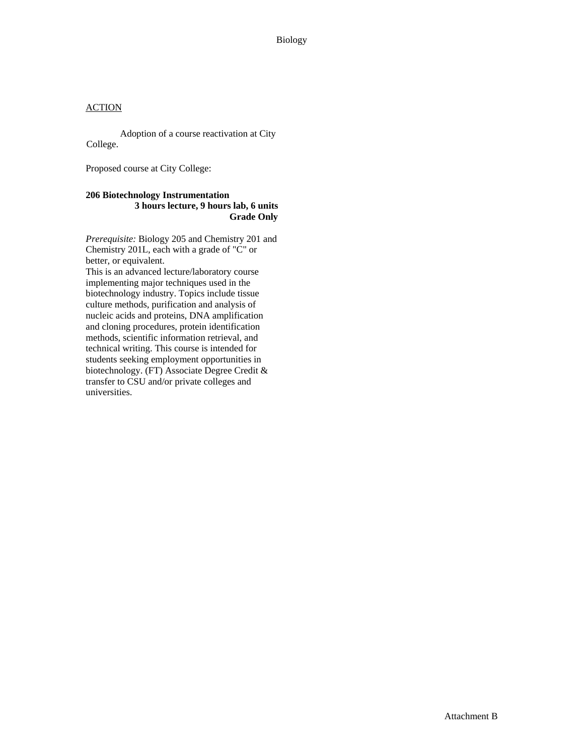<u>ACTION</u>

Adoption of a course reactivation at City College.

Proposed course at City College:

**206 Biotechnology Instrumentation**
**3 hours lecture, 9 hours lab, 6 units**
**Grade Only**

*Prerequisite:* Biology 205 and Chemistry 201 and Chemistry 201L, each with a grade of "C" or better, or equivalent.
This is an advanced lecture/laboratory course implementing major techniques used in the biotechnology industry. Topics include tissue culture methods, purification and analysis of nucleic acids and proteins, DNA amplification and cloning procedures, protein identification methods, scientific information retrieval, and technical writing. This course is intended for students seeking employment opportunities in biotechnology. (FT) Associate Degree Credit & transfer to CSU and/or private colleges and universities.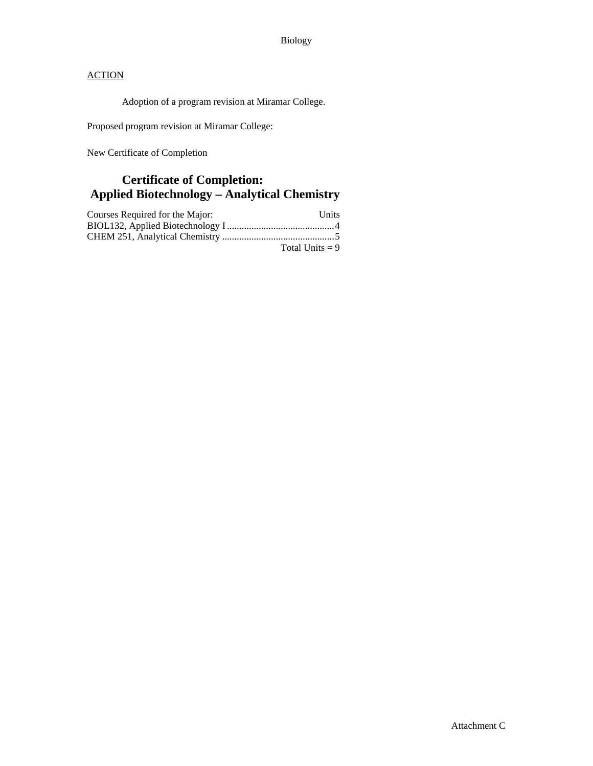Biology

ACTION

Adoption of a program revision at Miramar College.

Proposed program revision at Miramar College:

New Certificate of Completion

## Certificate of Completion: Applied Biotechnology – Analytical Chemistry

| Courses Required for the Major: | Units |
| --- | --- |
| BIOL132, Applied Biotechnology I | 4 |
| CHEM 251, Analytical Chemistry | 5 |
| | Total Units = 9 |

Attachment C